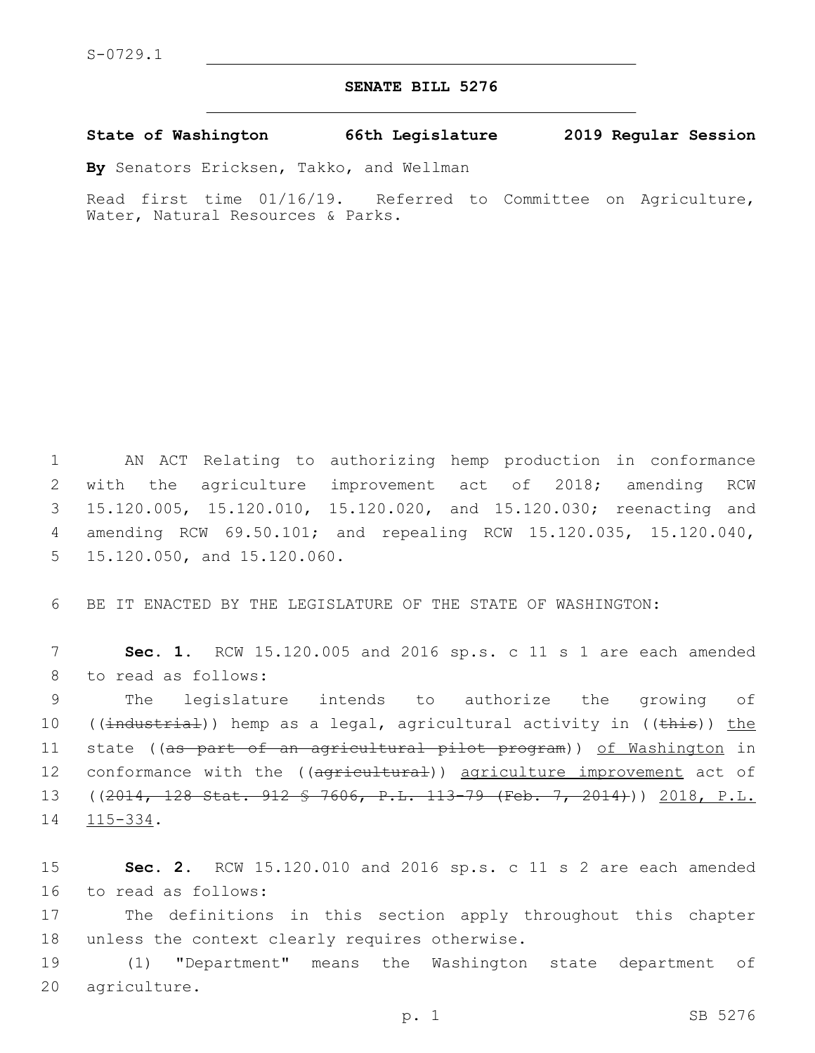S-0729.1

# SENATE BILL 5276

**State of Washington 66th Legislature 2019 Regular Session**

**By** Senators Ericksen, Takko, and Wellman

Read first time 01/16/19. Referred to Committee on Agriculture, Water, Natural Resources & Parks.

AN ACT Relating to authorizing hemp production in conformance with the agriculture improvement act of 2018; amending RCW 15.120.005, 15.120.010, 15.120.020, and 15.120.030; reenacting and amending RCW 69.50.101; and repealing RCW 15.120.035, 15.120.040, 15.120.050, and 15.120.060.

BE IT ENACTED BY THE LEGISLATURE OF THE STATE OF WASHINGTON:

**Sec. 1.** RCW 15.120.005 and 2016 sp.s. c 11 s 1 are each amended to read as follows:

The legislature intends to authorize the growing of ((~~industrial~~)) hemp as a legal, agricultural activity in ((~~this~~)) the state ((~~as part of an agricultural pilot program~~)) of Washington in conformance with the ((~~agricultural~~)) agriculture improvement act of ((~~2014, 128 Stat. 912 § 7606, P.L. 113-79 (Feb. 7, 2014)~~)) 2018, P.L. 115-334.

**Sec. 2.** RCW 15.120.010 and 2016 sp.s. c 11 s 2 are each amended to read as follows:

The definitions in this section apply throughout this chapter unless the context clearly requires otherwise.

(1) "Department" means the Washington state department of agriculture.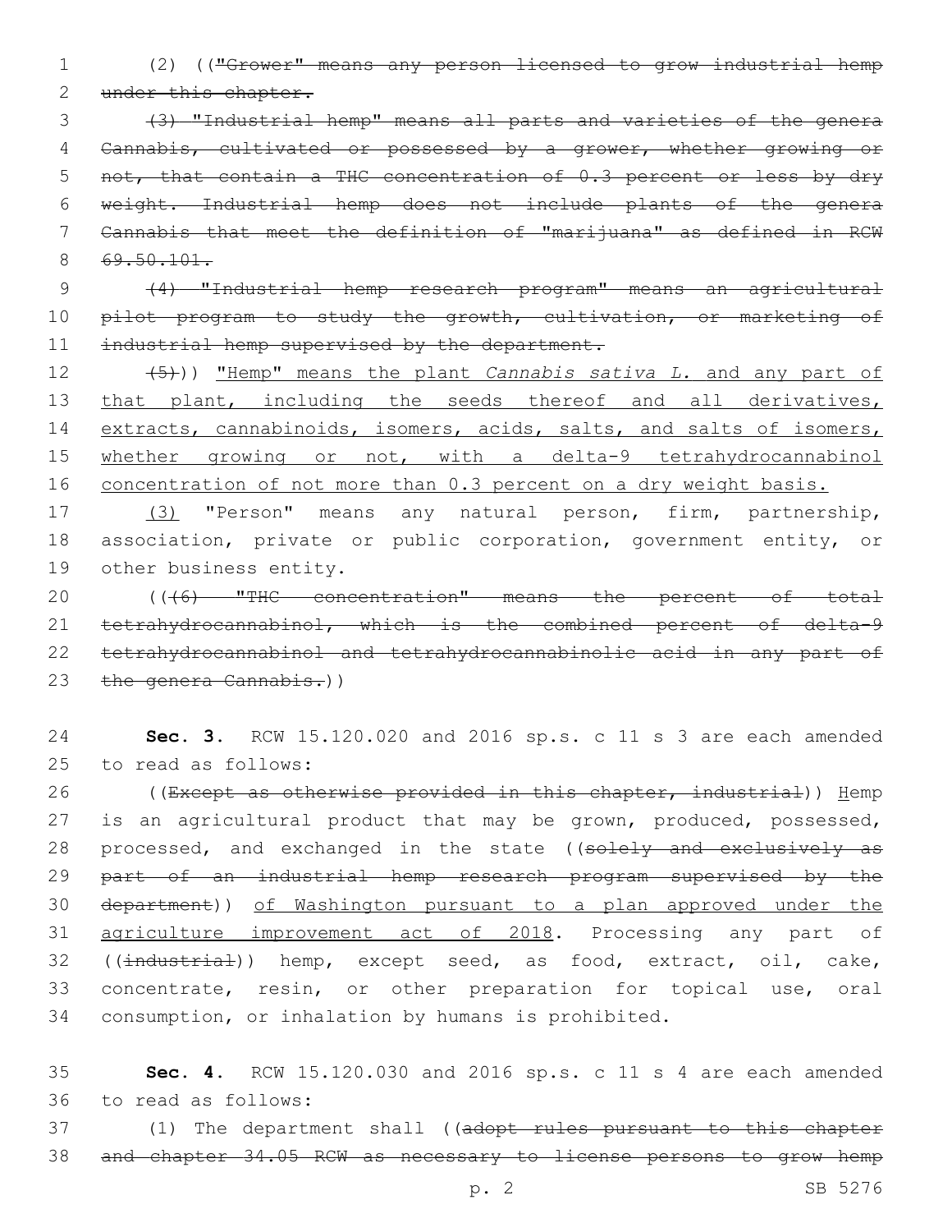(2) ((~~"Grower" means any person licensed to grow industrial hemp under this chapter.~~

~~(3) "Industrial hemp" means all parts and varieties of the genera Cannabis, cultivated or possessed by a grower, whether growing or not, that contain a THC concentration of 0.3 percent or less by dry weight. Industrial hemp does not include plants of the genera Cannabis that meet the definition of "marijuana" as defined in RCW 69.50.101.~~

~~(4) "Industrial hemp research program" means an agricultural pilot program to study the growth, cultivation, or marketing of industrial hemp supervised by the department.~~

~~(5)~~)) <u>"Hemp" means the plant *Cannabis sativa L.* and any part of that plant, including the seeds thereof and all derivatives, extracts, cannabinoids, isomers, acids, salts, and salts of isomers, whether growing or not, with a delta-9 tetrahydrocannabinol concentration of not more than 0.3 percent on a dry weight basis.</u>

<u>(3)</u> "Person" means any natural person, firm, partnership, association, private or public corporation, government entity, or other business entity.

((~~(6) "THC concentration" means the percent of total tetrahydrocannabinol, which is the combined percent of delta-9 tetrahydrocannabinol and tetrahydrocannabinolic acid in any part of the genera Cannabis.~~))

**Sec. 3.** RCW 15.120.020 and 2016 sp.s. c 11 s 3 are each amended to read as follows:

((~~Except as otherwise provided in this chapter, industrial~~)) <u>Hemp</u> is an agricultural product that may be grown, produced, possessed, processed, and exchanged in the state ((~~solely and exclusively as part of an industrial hemp research program supervised by the department~~)) <u>of Washington pursuant to a plan approved under the agriculture improvement act of 2018</u>. Processing any part of ((~~industrial~~)) hemp, except seed, as food, extract, oil, cake, concentrate, resin, or other preparation for topical use, oral consumption, or inhalation by humans is prohibited.

**Sec. 4.** RCW 15.120.030 and 2016 sp.s. c 11 s 4 are each amended to read as follows:

(1) The department shall ((~~adopt rules pursuant to this chapter and chapter 34.05 RCW as necessary to license persons to grow hemp~~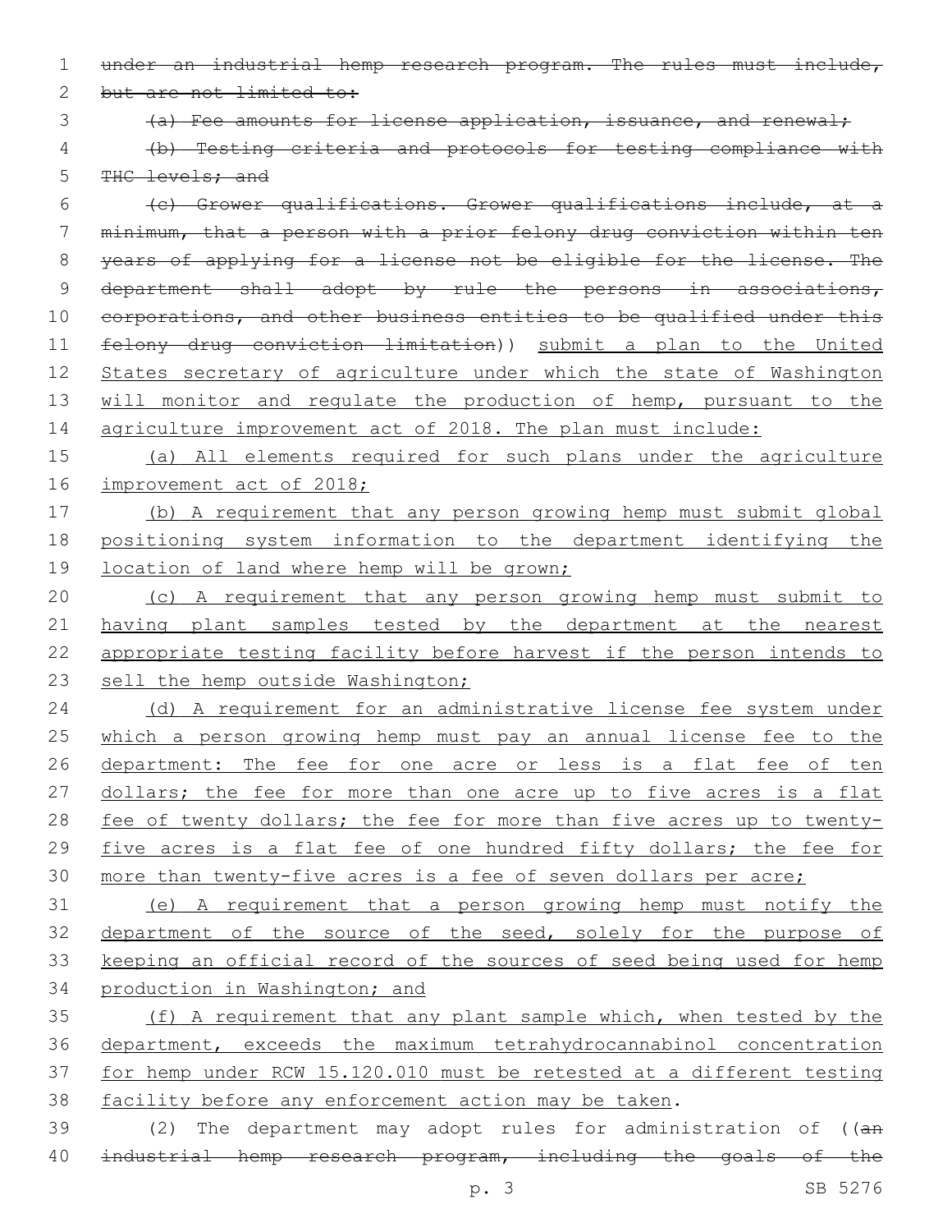~~under an industrial hemp research program. The rules must include, but are not limited to:~~

~~(a) Fee amounts for license application, issuance, and renewal;~~

~~(b) Testing criteria and protocols for testing compliance with THC levels; and~~

~~(c) Grower qualifications. Grower qualifications include, at a minimum, that a person with a prior felony drug conviction within ten years of applying for a license not be eligible for the license. The department shall adopt by rule the persons in associations, corporations, and other business entities to be qualified under this felony drug conviction limitation~~)) <u>submit a plan to the United States secretary of agriculture under which the state of Washington will monitor and regulate the production of hemp, pursuant to the agriculture improvement act of 2018. The plan must include:</u>

<u>(a) All elements required for such plans under the agriculture improvement act of 2018;</u>

<u>(b) A requirement that any person growing hemp must submit global positioning system information to the department identifying the location of land where hemp will be grown;</u>

<u>(c) A requirement that any person growing hemp must submit to having plant samples tested by the department at the nearest appropriate testing facility before harvest if the person intends to sell the hemp outside Washington;</u>

<u>(d) A requirement for an administrative license fee system under which a person growing hemp must pay an annual license fee to the department: The fee for one acre or less is a flat fee of ten dollars; the fee for more than one acre up to five acres is a flat fee of twenty dollars; the fee for more than five acres up to twenty-five acres is a flat fee of one hundred fifty dollars; the fee for more than twenty-five acres is a fee of seven dollars per acre;</u>

<u>(e) A requirement that a person growing hemp must notify the department of the source of the seed, solely for the purpose of keeping an official record of the sources of seed being used for hemp production in Washington; and</u>

<u>(f) A requirement that any plant sample which, when tested by the department, exceeds the maximum tetrahydrocannabinol concentration for hemp under RCW 15.120.010 must be retested at a different testing facility before any enforcement action may be taken</u>.

(2) The department may adopt rules for administration of ((~~an industrial hemp research program, including the goals of the~~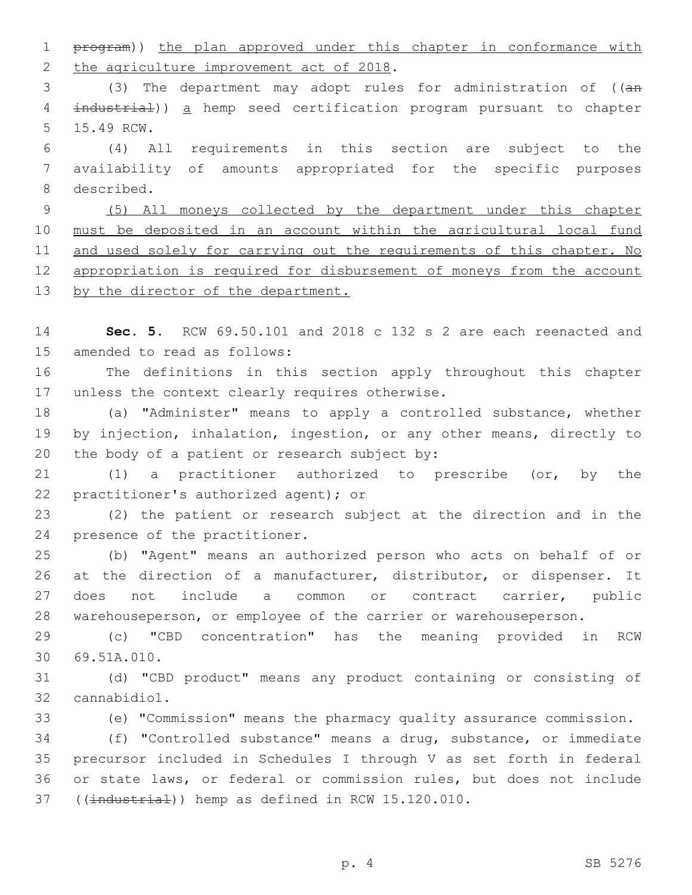~~program~~)) <u>the plan approved under this chapter in conformance with the agriculture improvement act of 2018</u>.

(3) The department may adopt rules for administration of ((~~an industrial~~)) <u>a</u> hemp seed certification program pursuant to chapter 15.49 RCW.

(4) All requirements in this section are subject to the availability of amounts appropriated for the specific purposes described.

<u>(5) All moneys collected by the department under this chapter must be deposited in an account within the agricultural local fund and used solely for carrying out the requirements of this chapter. No appropriation is required for disbursement of moneys from the account by the director of the department.</u>

**Sec. 5.** RCW 69.50.101 and 2018 c 132 s 2 are each reenacted and amended to read as follows:

The definitions in this section apply throughout this chapter unless the context clearly requires otherwise.

(a) "Administer" means to apply a controlled substance, whether by injection, inhalation, ingestion, or any other means, directly to the body of a patient or research subject by:

(1) a practitioner authorized to prescribe (or, by the practitioner's authorized agent); or

(2) the patient or research subject at the direction and in the presence of the practitioner.

(b) "Agent" means an authorized person who acts on behalf of or at the direction of a manufacturer, distributor, or dispenser. It does not include a common or contract carrier, public warehouseperson, or employee of the carrier or warehouseperson.

(c) "CBD concentration" has the meaning provided in RCW 69.51A.010.

(d) "CBD product" means any product containing or consisting of cannabidiol.

(e) "Commission" means the pharmacy quality assurance commission.

(f) "Controlled substance" means a drug, substance, or immediate precursor included in Schedules I through V as set forth in federal or state laws, or federal or commission rules, but does not include ((~~industrial~~)) hemp as defined in RCW 15.120.010.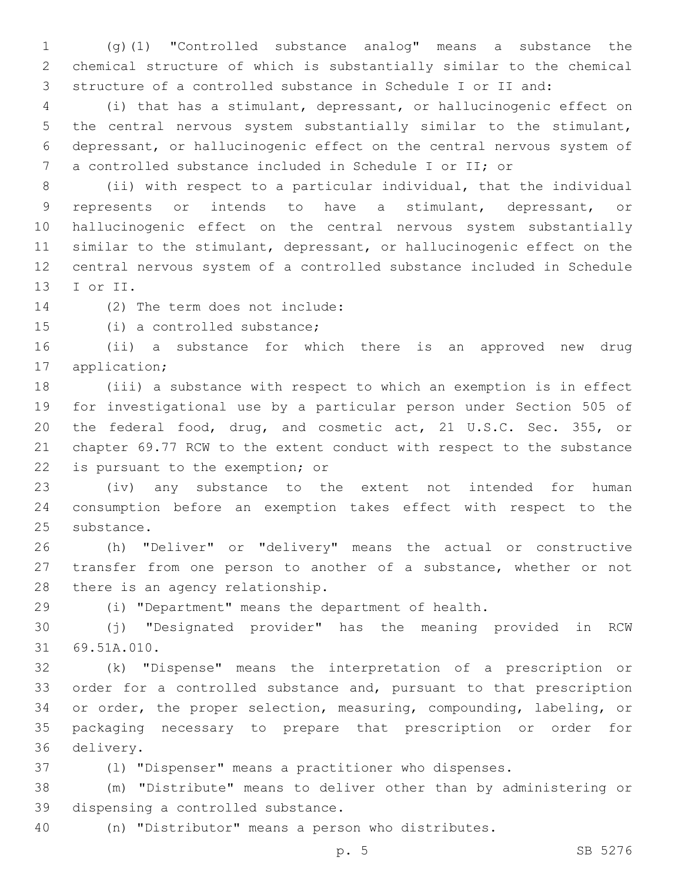(g)(1) "Controlled substance analog" means a substance the chemical structure of which is substantially similar to the chemical structure of a controlled substance in Schedule I or II and:

(i) that has a stimulant, depressant, or hallucinogenic effect on the central nervous system substantially similar to the stimulant, depressant, or hallucinogenic effect on the central nervous system of a controlled substance included in Schedule I or II; or

(ii) with respect to a particular individual, that the individual represents or intends to have a stimulant, depressant, or hallucinogenic effect on the central nervous system substantially similar to the stimulant, depressant, or hallucinogenic effect on the central nervous system of a controlled substance included in Schedule I or II.

(2) The term does not include:

(i) a controlled substance;

(ii) a substance for which there is an approved new drug application;

(iii) a substance with respect to which an exemption is in effect for investigational use by a particular person under Section 505 of the federal food, drug, and cosmetic act, 21 U.S.C. Sec. 355, or chapter 69.77 RCW to the extent conduct with respect to the substance is pursuant to the exemption; or

(iv) any substance to the extent not intended for human consumption before an exemption takes effect with respect to the substance.

(h) "Deliver" or "delivery" means the actual or constructive transfer from one person to another of a substance, whether or not there is an agency relationship.

(i) "Department" means the department of health.

(j) "Designated provider" has the meaning provided in RCW 69.51A.010.

(k) "Dispense" means the interpretation of a prescription or order for a controlled substance and, pursuant to that prescription or order, the proper selection, measuring, compounding, labeling, or packaging necessary to prepare that prescription or order for delivery.

(l) "Dispenser" means a practitioner who dispenses.

(m) "Distribute" means to deliver other than by administering or dispensing a controlled substance.

(n) "Distributor" means a person who distributes.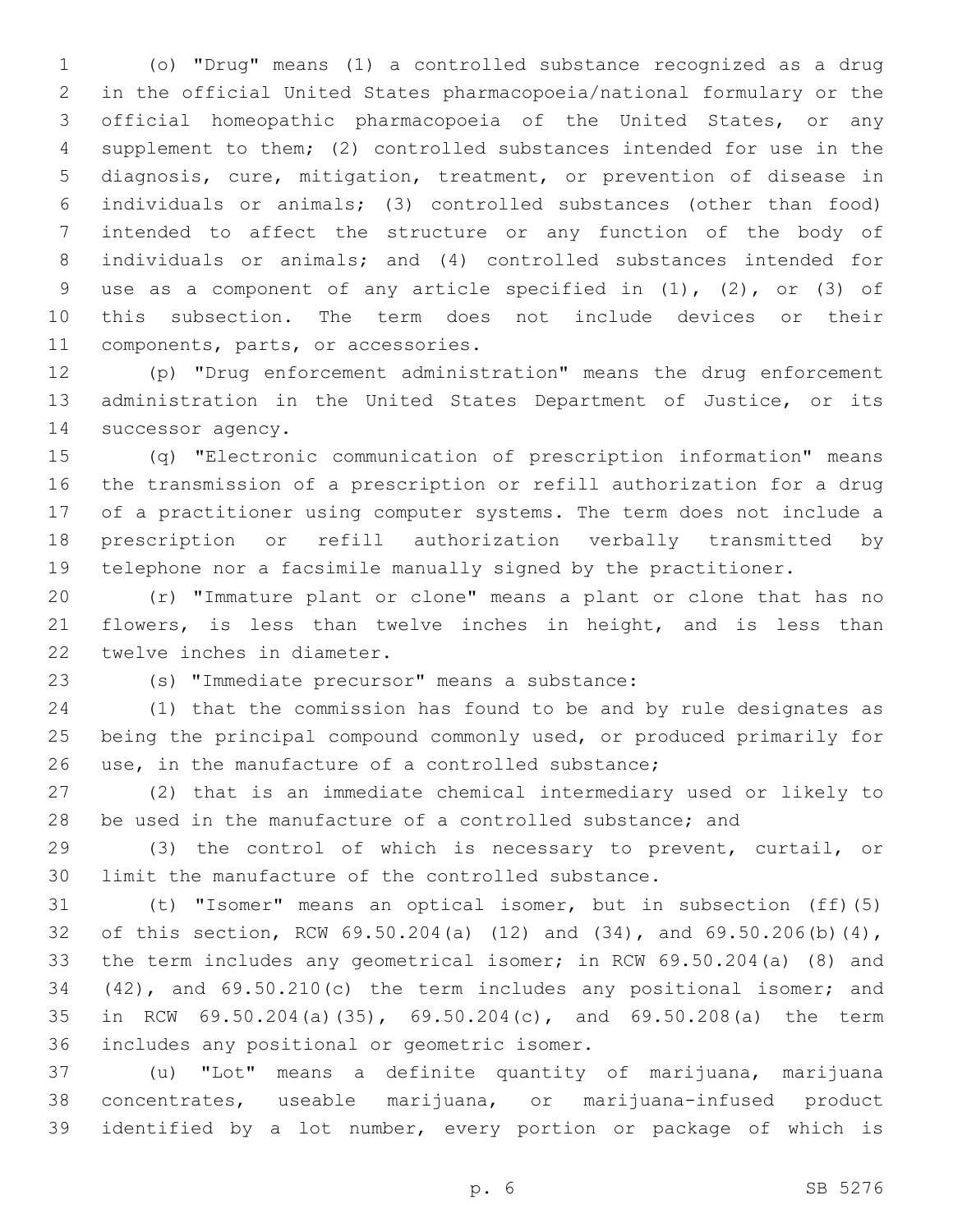(o) "Drug" means (1) a controlled substance recognized as a drug in the official United States pharmacopoeia/national formulary or the official homeopathic pharmacopoeia of the United States, or any supplement to them; (2) controlled substances intended for use in the diagnosis, cure, mitigation, treatment, or prevention of disease in individuals or animals; (3) controlled substances (other than food) intended to affect the structure or any function of the body of individuals or animals; and (4) controlled substances intended for use as a component of any article specified in (1), (2), or (3) of this subsection. The term does not include devices or their components, parts, or accessories.

(p) "Drug enforcement administration" means the drug enforcement administration in the United States Department of Justice, or its successor agency.

(q) "Electronic communication of prescription information" means the transmission of a prescription or refill authorization for a drug of a practitioner using computer systems. The term does not include a prescription or refill authorization verbally transmitted by telephone nor a facsimile manually signed by the practitioner.

(r) "Immature plant or clone" means a plant or clone that has no flowers, is less than twelve inches in height, and is less than twelve inches in diameter.

(s) "Immediate precursor" means a substance:

(1) that the commission has found to be and by rule designates as being the principal compound commonly used, or produced primarily for use, in the manufacture of a controlled substance;

(2) that is an immediate chemical intermediary used or likely to be used in the manufacture of a controlled substance; and

(3) the control of which is necessary to prevent, curtail, or limit the manufacture of the controlled substance.

(t) "Isomer" means an optical isomer, but in subsection (ff)(5) of this section, RCW 69.50.204(a) (12) and (34), and 69.50.206(b)(4), the term includes any geometrical isomer; in RCW 69.50.204(a) (8) and (42), and 69.50.210(c) the term includes any positional isomer; and in RCW 69.50.204(a)(35), 69.50.204(c), and 69.50.208(a) the term includes any positional or geometric isomer.

(u) "Lot" means a definite quantity of marijuana, marijuana concentrates, useable marijuana, or marijuana-infused product identified by a lot number, every portion or package of which is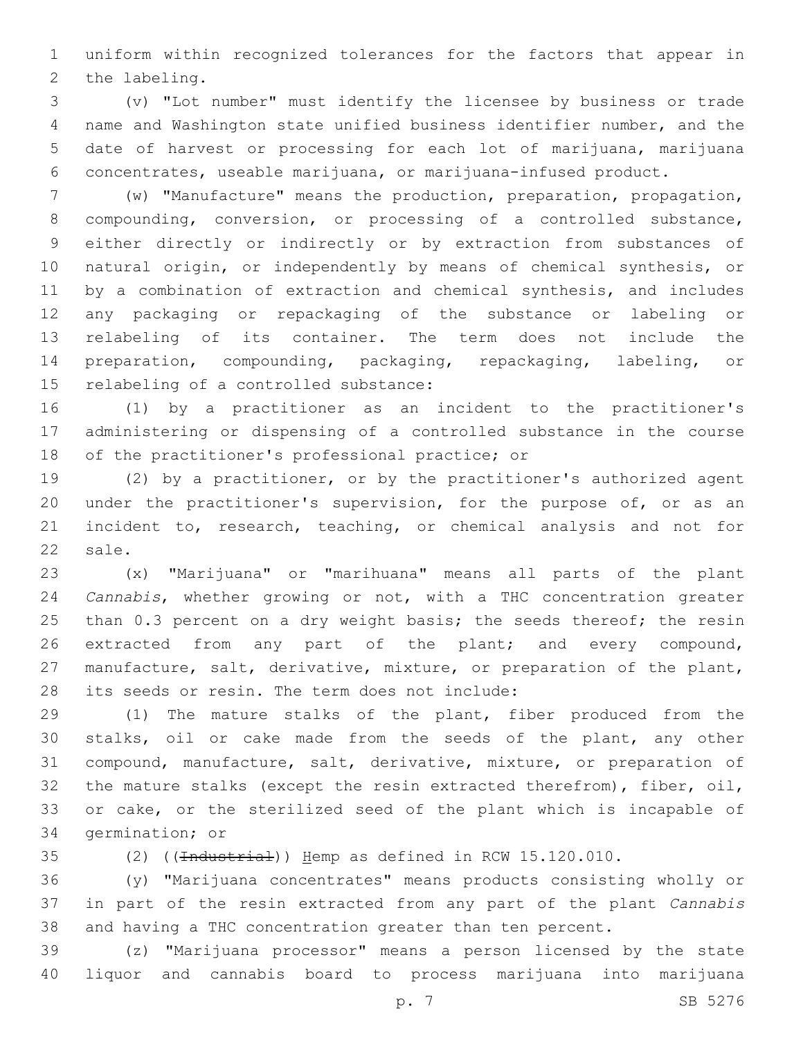uniform within recognized tolerances for the factors that appear in the labeling.

(v) "Lot number" must identify the licensee by business or trade name and Washington state unified business identifier number, and the date of harvest or processing for each lot of marijuana, marijuana concentrates, useable marijuana, or marijuana-infused product.

(w) "Manufacture" means the production, preparation, propagation, compounding, conversion, or processing of a controlled substance, either directly or indirectly or by extraction from substances of natural origin, or independently by means of chemical synthesis, or by a combination of extraction and chemical synthesis, and includes any packaging or repackaging of the substance or labeling or relabeling of its container. The term does not include the preparation, compounding, packaging, repackaging, labeling, or relabeling of a controlled substance:

(1) by a practitioner as an incident to the practitioner's administering or dispensing of a controlled substance in the course of the practitioner's professional practice; or

(2) by a practitioner, or by the practitioner's authorized agent under the practitioner's supervision, for the purpose of, or as an incident to, research, teaching, or chemical analysis and not for sale.

(x) "Marijuana" or "marihuana" means all parts of the plant *Cannabis*, whether growing or not, with a THC concentration greater than 0.3 percent on a dry weight basis; the seeds thereof; the resin extracted from any part of the plant; and every compound, manufacture, salt, derivative, mixture, or preparation of the plant, its seeds or resin. The term does not include:

(1) The mature stalks of the plant, fiber produced from the stalks, oil or cake made from the seeds of the plant, any other compound, manufacture, salt, derivative, mixture, or preparation of the mature stalks (except the resin extracted therefrom), fiber, oil, or cake, or the sterilized seed of the plant which is incapable of germination; or

(2) ((~~Industrial~~)) <u>H</u>emp as defined in RCW 15.120.010.

(y) "Marijuana concentrates" means products consisting wholly or in part of the resin extracted from any part of the plant *Cannabis* and having a THC concentration greater than ten percent.

(z) "Marijuana processor" means a person licensed by the state liquor and cannabis board to process marijuana into marijuana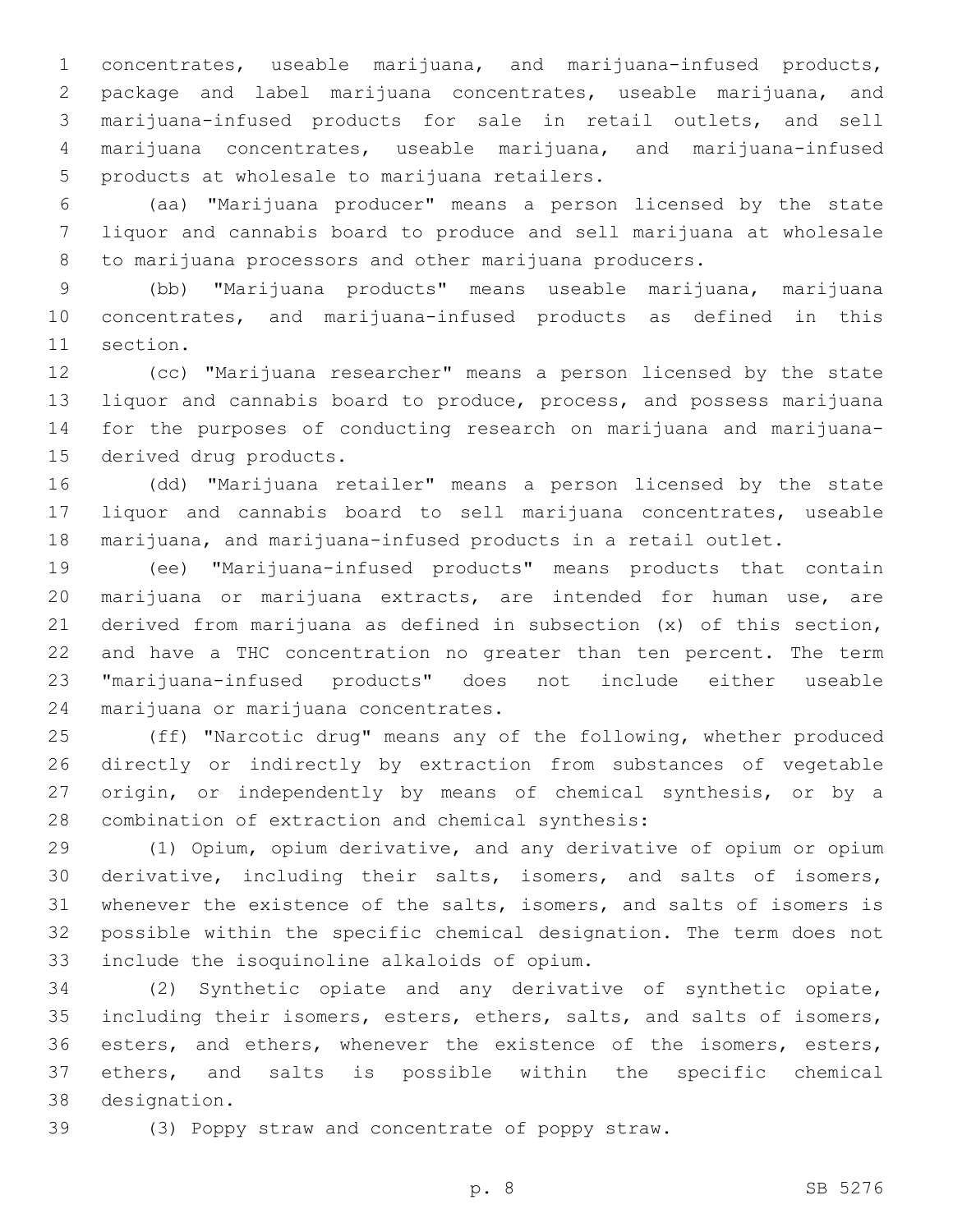concentrates, useable marijuana, and marijuana-infused products, package and label marijuana concentrates, useable marijuana, and marijuana-infused products for sale in retail outlets, and sell marijuana concentrates, useable marijuana, and marijuana-infused products at wholesale to marijuana retailers.

(aa) "Marijuana producer" means a person licensed by the state liquor and cannabis board to produce and sell marijuana at wholesale to marijuana processors and other marijuana producers.

(bb) "Marijuana products" means useable marijuana, marijuana concentrates, and marijuana-infused products as defined in this section.

(cc) "Marijuana researcher" means a person licensed by the state liquor and cannabis board to produce, process, and possess marijuana for the purposes of conducting research on marijuana and marijuana-derived drug products.

(dd) "Marijuana retailer" means a person licensed by the state liquor and cannabis board to sell marijuana concentrates, useable marijuana, and marijuana-infused products in a retail outlet.

(ee) "Marijuana-infused products" means products that contain marijuana or marijuana extracts, are intended for human use, are derived from marijuana as defined in subsection (x) of this section, and have a THC concentration no greater than ten percent. The term "marijuana-infused products" does not include either useable marijuana or marijuana concentrates.

(ff) "Narcotic drug" means any of the following, whether produced directly or indirectly by extraction from substances of vegetable origin, or independently by means of chemical synthesis, or by a combination of extraction and chemical synthesis:

(1) Opium, opium derivative, and any derivative of opium or opium derivative, including their salts, isomers, and salts of isomers, whenever the existence of the salts, isomers, and salts of isomers is possible within the specific chemical designation. The term does not include the isoquinoline alkaloids of opium.

(2) Synthetic opiate and any derivative of synthetic opiate, including their isomers, esters, ethers, salts, and salts of isomers, esters, and ethers, whenever the existence of the isomers, esters, ethers, and salts is possible within the specific chemical designation.

(3) Poppy straw and concentrate of poppy straw.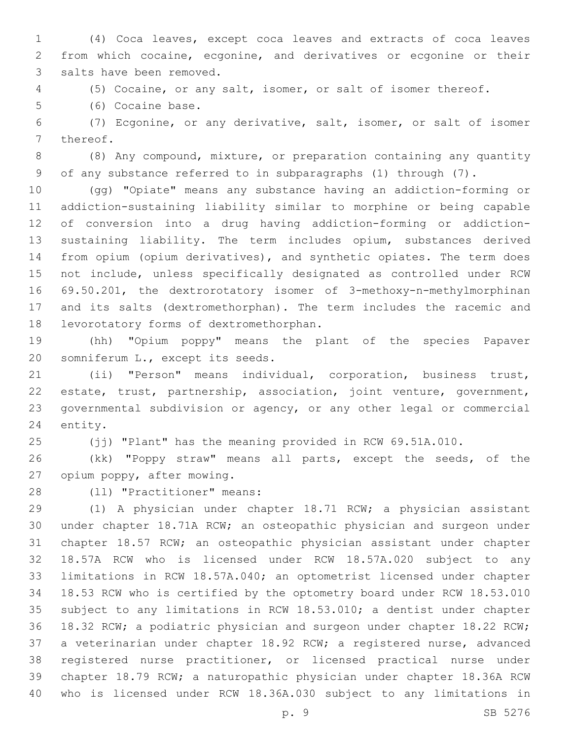(4) Coca leaves, except coca leaves and extracts of coca leaves from which cocaine, ecgonine, and derivatives or ecgonine or their salts have been removed.

(5) Cocaine, or any salt, isomer, or salt of isomer thereof.

(6) Cocaine base.

(7) Ecgonine, or any derivative, salt, isomer, or salt of isomer thereof.

(8) Any compound, mixture, or preparation containing any quantity of any substance referred to in subparagraphs (1) through (7).

(gg) "Opiate" means any substance having an addiction-forming or addiction-sustaining liability similar to morphine or being capable of conversion into a drug having addiction-forming or addiction-sustaining liability. The term includes opium, substances derived from opium (opium derivatives), and synthetic opiates. The term does not include, unless specifically designated as controlled under RCW 69.50.201, the dextrorotatory isomer of 3-methoxy-n-methylmorphinan and its salts (dextromethorphan). The term includes the racemic and levorotatory forms of dextromethorphan.

(hh) "Opium poppy" means the plant of the species Papaver somniferum L., except its seeds.

(ii) "Person" means individual, corporation, business trust, estate, trust, partnership, association, joint venture, government, governmental subdivision or agency, or any other legal or commercial entity.

(jj) "Plant" has the meaning provided in RCW 69.51A.010.

(kk) "Poppy straw" means all parts, except the seeds, of the opium poppy, after mowing.

(ll) "Practitioner" means:

(1) A physician under chapter 18.71 RCW; a physician assistant under chapter 18.71A RCW; an osteopathic physician and surgeon under chapter 18.57 RCW; an osteopathic physician assistant under chapter 18.57A RCW who is licensed under RCW 18.57A.020 subject to any limitations in RCW 18.57A.040; an optometrist licensed under chapter 18.53 RCW who is certified by the optometry board under RCW 18.53.010 subject to any limitations in RCW 18.53.010; a dentist under chapter 18.32 RCW; a podiatric physician and surgeon under chapter 18.22 RCW; a veterinarian under chapter 18.92 RCW; a registered nurse, advanced registered nurse practitioner, or licensed practical nurse under chapter 18.79 RCW; a naturopathic physician under chapter 18.36A RCW who is licensed under RCW 18.36A.030 subject to any limitations in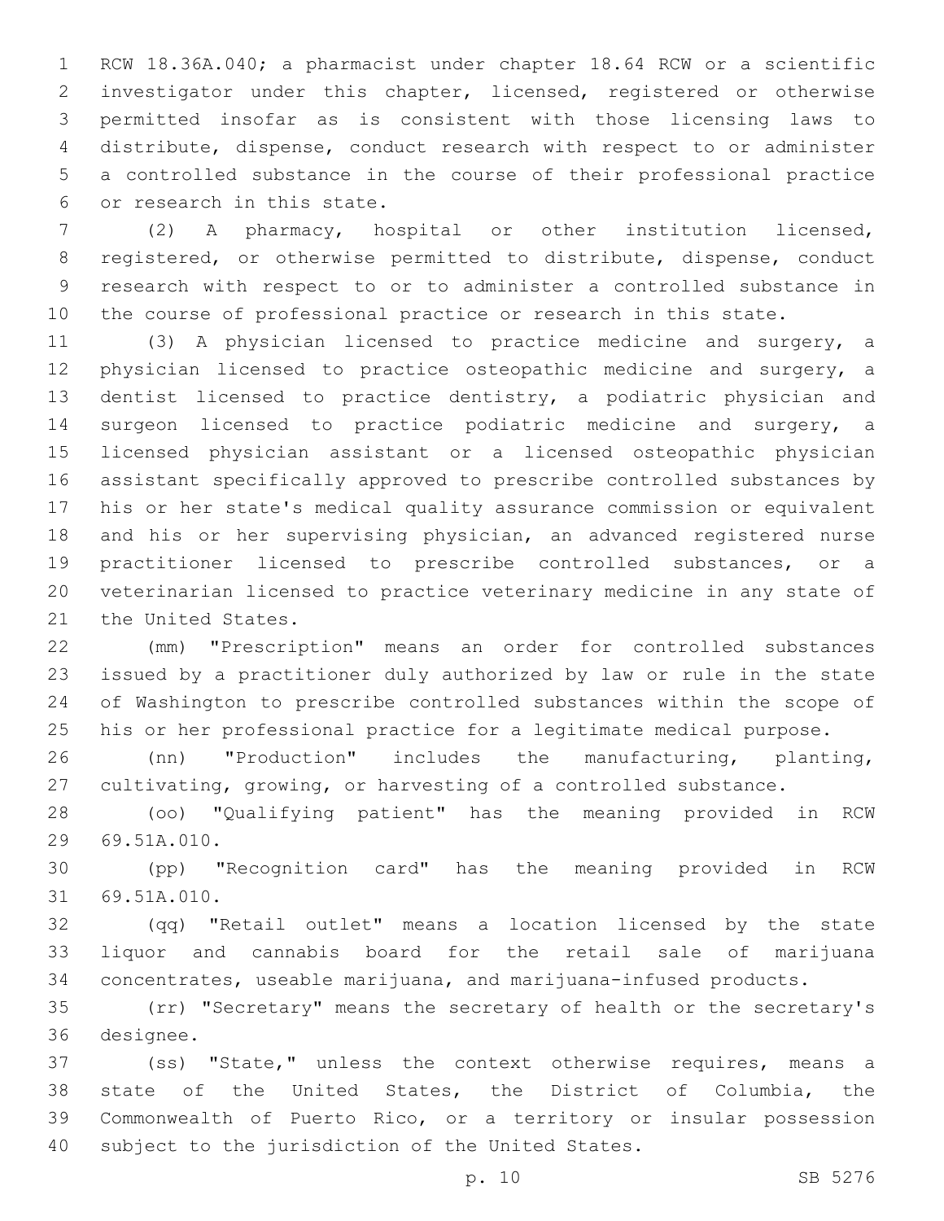RCW 18.36A.040; a pharmacist under chapter 18.64 RCW or a scientific investigator under this chapter, licensed, registered or otherwise permitted insofar as is consistent with those licensing laws to distribute, dispense, conduct research with respect to or administer a controlled substance in the course of their professional practice or research in this state.

(2) A pharmacy, hospital or other institution licensed, registered, or otherwise permitted to distribute, dispense, conduct research with respect to or to administer a controlled substance in the course of professional practice or research in this state.

(3) A physician licensed to practice medicine and surgery, a physician licensed to practice osteopathic medicine and surgery, a dentist licensed to practice dentistry, a podiatric physician and surgeon licensed to practice podiatric medicine and surgery, a licensed physician assistant or a licensed osteopathic physician assistant specifically approved to prescribe controlled substances by his or her state's medical quality assurance commission or equivalent and his or her supervising physician, an advanced registered nurse practitioner licensed to prescribe controlled substances, or a veterinarian licensed to practice veterinary medicine in any state of the United States.

(mm) "Prescription" means an order for controlled substances issued by a practitioner duly authorized by law or rule in the state of Washington to prescribe controlled substances within the scope of his or her professional practice for a legitimate medical purpose.

(nn) "Production" includes the manufacturing, planting, cultivating, growing, or harvesting of a controlled substance.

(oo) "Qualifying patient" has the meaning provided in RCW 69.51A.010.

(pp) "Recognition card" has the meaning provided in RCW 69.51A.010.

(qq) "Retail outlet" means a location licensed by the state liquor and cannabis board for the retail sale of marijuana concentrates, useable marijuana, and marijuana-infused products.

(rr) "Secretary" means the secretary of health or the secretary's designee.

(ss) "State," unless the context otherwise requires, means a state of the United States, the District of Columbia, the Commonwealth of Puerto Rico, or a territory or insular possession subject to the jurisdiction of the United States.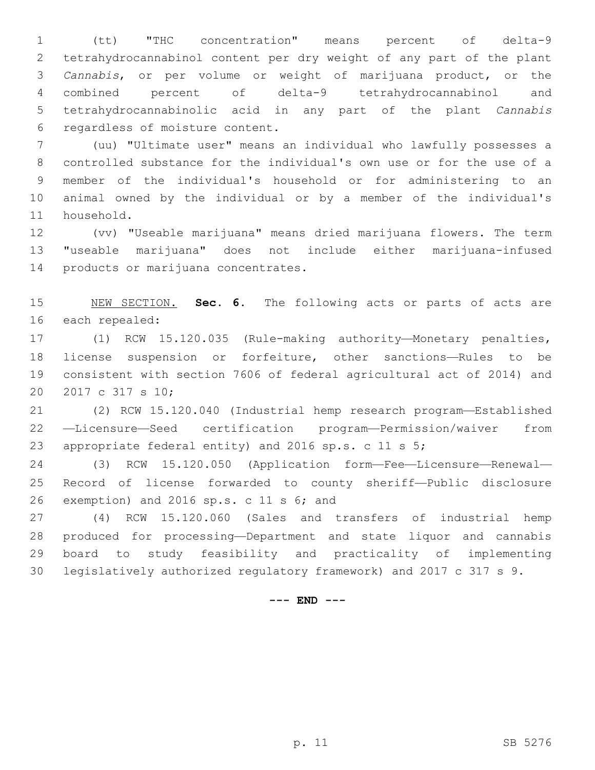(tt) "THC concentration" means percent of delta-9 tetrahydrocannabinol content per dry weight of any part of the plant *Cannabis*, or per volume or weight of marijuana product, or the combined percent of delta-9 tetrahydrocannabinol and tetrahydrocannabinolic acid in any part of the plant *Cannabis* regardless of moisture content.

(uu) "Ultimate user" means an individual who lawfully possesses a controlled substance for the individual's own use or for the use of a member of the individual's household or for administering to an animal owned by the individual or by a member of the individual's household.

(vv) "Useable marijuana" means dried marijuana flowers. The term "useable marijuana" does not include either marijuana-infused products or marijuana concentrates.

NEW SECTION. **Sec. 6.** The following acts or parts of acts are each repealed:

(1) RCW 15.120.035 (Rule-making authority—Monetary penalties, license suspension or forfeiture, other sanctions—Rules to be consistent with section 7606 of federal agricultural act of 2014) and 2017 c 317 s 10;

(2) RCW 15.120.040 (Industrial hemp research program—Established—Licensure—Seed certification program—Permission/waiver from appropriate federal entity) and 2016 sp.s. c 11 s 5;

(3) RCW 15.120.050 (Application form—Fee—Licensure—Renewal—Record of license forwarded to county sheriff—Public disclosure exemption) and 2016 sp.s. c 11 s 6; and

(4) RCW 15.120.060 (Sales and transfers of industrial hemp produced for processing—Department and state liquor and cannabis board to study feasibility and practicality of implementing legislatively authorized regulatory framework) and 2017 c 317 s 9.

**--- END ---**